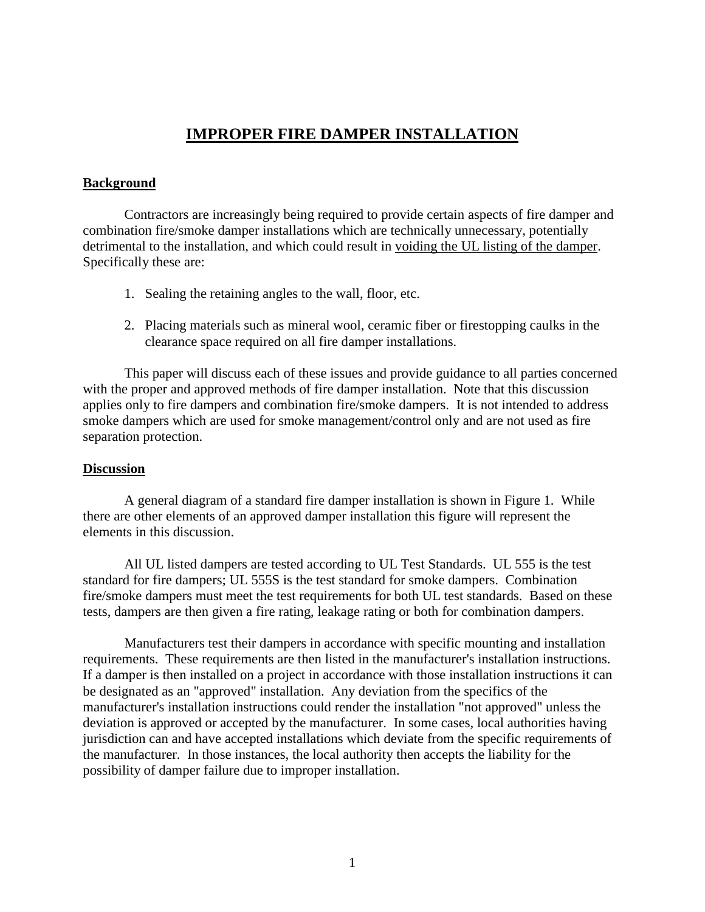# IMPROPER FIRE DAMPER INSTALLATION

## Background

Contractors are increasingly being required to provide certain aspects of fire damper and combination fire/smoke damper installations which are technically unnecessary, potentially detrimental to the installation, and which could result in voiding the UL listing of the damper. Specifically these are:

1. Sealing the retaining angles to the wall, floor, etc.

2. Placing materials such as mineral wool, ceramic fiber or firestopping caulks in the clearance space required on all fire damper installations.

This paper will discuss each of these issues and provide guidance to all parties concerned with the proper and approved methods of fire damper installation. Note that this discussion applies only to fire dampers and combination fire/smoke dampers. It is not intended to address smoke dampers which are used for smoke management/control only and are not used as fire separation protection.

## Discussion

A general diagram of a standard fire damper installation is shown in Figure 1. While there are other elements of an approved damper installation this figure will represent the elements in this discussion.

All UL listed dampers are tested according to UL Test Standards. UL 555 is the test standard for fire dampers; UL 555S is the test standard for smoke dampers. Combination fire/smoke dampers must meet the test requirements for both UL test standards. Based on these tests, dampers are then given a fire rating, leakage rating or both for combination dampers.

Manufacturers test their dampers in accordance with specific mounting and installation requirements. These requirements are then listed in the manufacturer's installation instructions. If a damper is then installed on a project in accordance with those installation instructions it can be designated as an "approved" installation. Any deviation from the specifics of the manufacturer's installation instructions could render the installation "not approved" unless the deviation is approved or accepted by the manufacturer. In some cases, local authorities having jurisdiction can and have accepted installations which deviate from the specific requirements of the manufacturer. In those instances, the local authority then accepts the liability for the possibility of damper failure due to improper installation.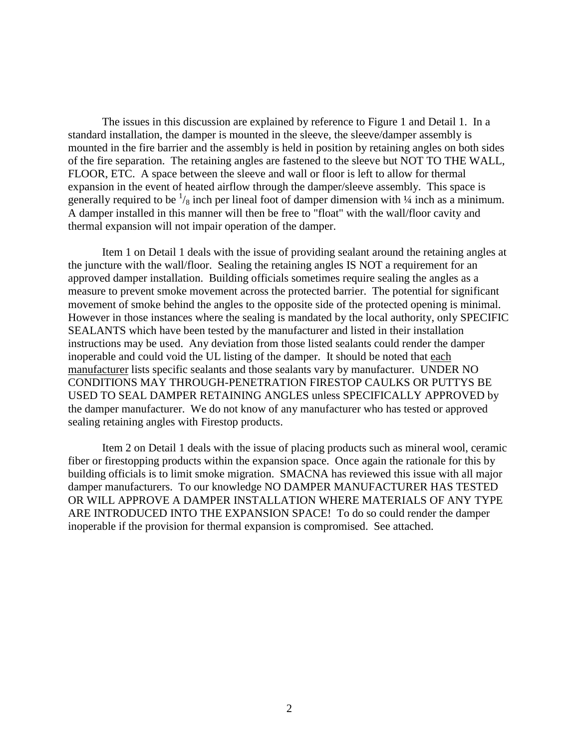The issues in this discussion are explained by reference to Figure 1 and Detail 1. In a standard installation, the damper is mounted in the sleeve, the sleeve/damper assembly is mounted in the fire barrier and the assembly is held in position by retaining angles on both sides of the fire separation. The retaining angles are fastened to the sleeve but NOT TO THE WALL, FLOOR, ETC. A space between the sleeve and wall or floor is left to allow for thermal expansion in the event of heated airflow through the damper/sleeve assembly. This space is generally required to be $^{1}/_{8}$ inch per lineal foot of damper dimension with ¼ inch as a minimum. A damper installed in this manner will then be free to "float" with the wall/floor cavity and thermal expansion will not impair operation of the damper.

Item 1 on Detail 1 deals with the issue of providing sealant around the retaining angles at the juncture with the wall/floor. Sealing the retaining angles IS NOT a requirement for an approved damper installation. Building officials sometimes require sealing the angles as a measure to prevent smoke movement across the protected barrier. The potential for significant movement of smoke behind the angles to the opposite side of the protected opening is minimal. However in those instances where the sealing is mandated by the local authority, only SPECIFIC SEALANTS which have been tested by the manufacturer and listed in their installation instructions may be used. Any deviation from those listed sealants could render the damper inoperable and could void the UL listing of the damper. It should be noted that each manufacturer lists specific sealants and those sealants vary by manufacturer. UNDER NO CONDITIONS MAY THROUGH-PENETRATION FIRESTOP CAULKS OR PUTTYS BE USED TO SEAL DAMPER RETAINING ANGLES unless SPECIFICALLY APPROVED by the damper manufacturer. We do not know of any manufacturer who has tested or approved sealing retaining angles with Firestop products.

Item 2 on Detail 1 deals with the issue of placing products such as mineral wool, ceramic fiber or firestopping products within the expansion space. Once again the rationale for this by building officials is to limit smoke migration. SMACNA has reviewed this issue with all major damper manufacturers. To our knowledge NO DAMPER MANUFACTURER HAS TESTED OR WILL APPROVE A DAMPER INSTALLATION WHERE MATERIALS OF ANY TYPE ARE INTRODUCED INTO THE EXPANSION SPACE! To do so could render the damper inoperable if the provision for thermal expansion is compromised. See attached.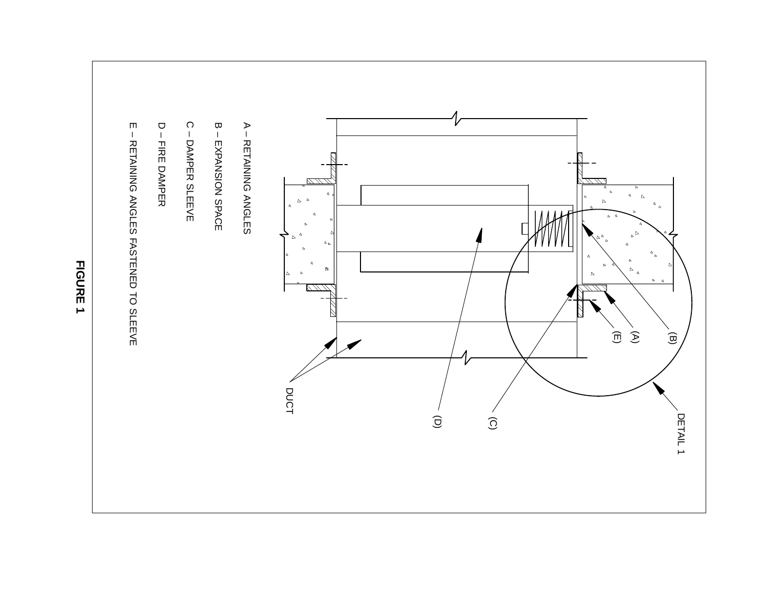A – RETAINING ANGLES

B – EXPANSION SPACE

C – DAMPER SLEEVE

D – FIRE DAMPER

E – RETAINING ANGLES FASTENED TO SLEEVE

DUCT

(A)

(B)

(C)

(D)

(E)

DETAIL 1

**FIGURE 1**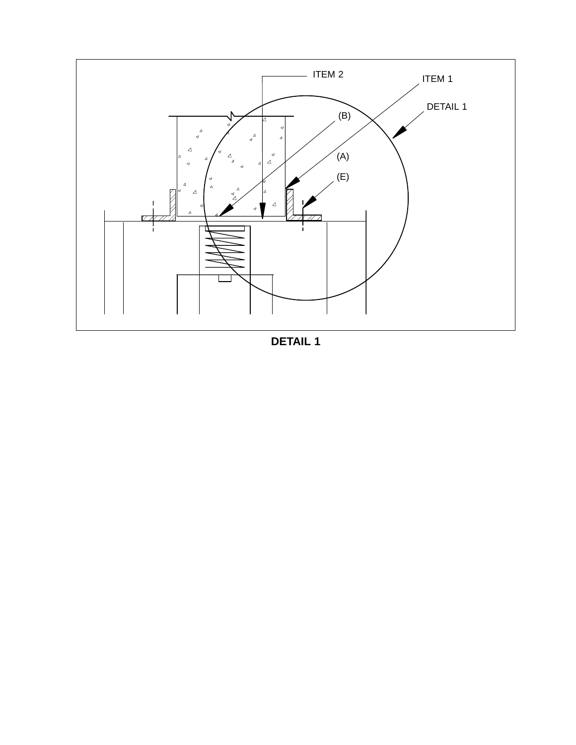ITEM 2

ITEM 1

DETAIL 1

(B)

(A)

(E)

**DETAIL 1**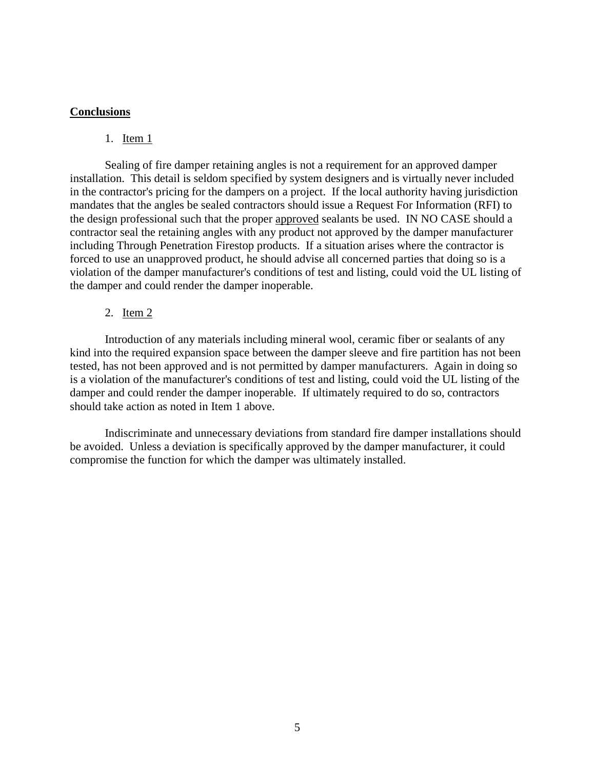## Conclusions

1. Item 1

Sealing of fire damper retaining angles is not a requirement for an approved damper installation. This detail is seldom specified by system designers and is virtually never included in the contractor's pricing for the dampers on a project. If the local authority having jurisdiction mandates that the angles be sealed contractors should issue a Request For Information (RFI) to the design professional such that the proper approved sealants be used. IN NO CASE should a contractor seal the retaining angles with any product not approved by the damper manufacturer including Through Penetration Firestop products. If a situation arises where the contractor is forced to use an unapproved product, he should advise all concerned parties that doing so is a violation of the damper manufacturer's conditions of test and listing, could void the UL listing of the damper and could render the damper inoperable.

2. Item 2

Introduction of any materials including mineral wool, ceramic fiber or sealants of any kind into the required expansion space between the damper sleeve and fire partition has not been tested, has not been approved and is not permitted by damper manufacturers. Again in doing so is a violation of the manufacturer's conditions of test and listing, could void the UL listing of the damper and could render the damper inoperable. If ultimately required to do so, contractors should take action as noted in Item 1 above.

Indiscriminate and unnecessary deviations from standard fire damper installations should be avoided. Unless a deviation is specifically approved by the damper manufacturer, it could compromise the function for which the damper was ultimately installed.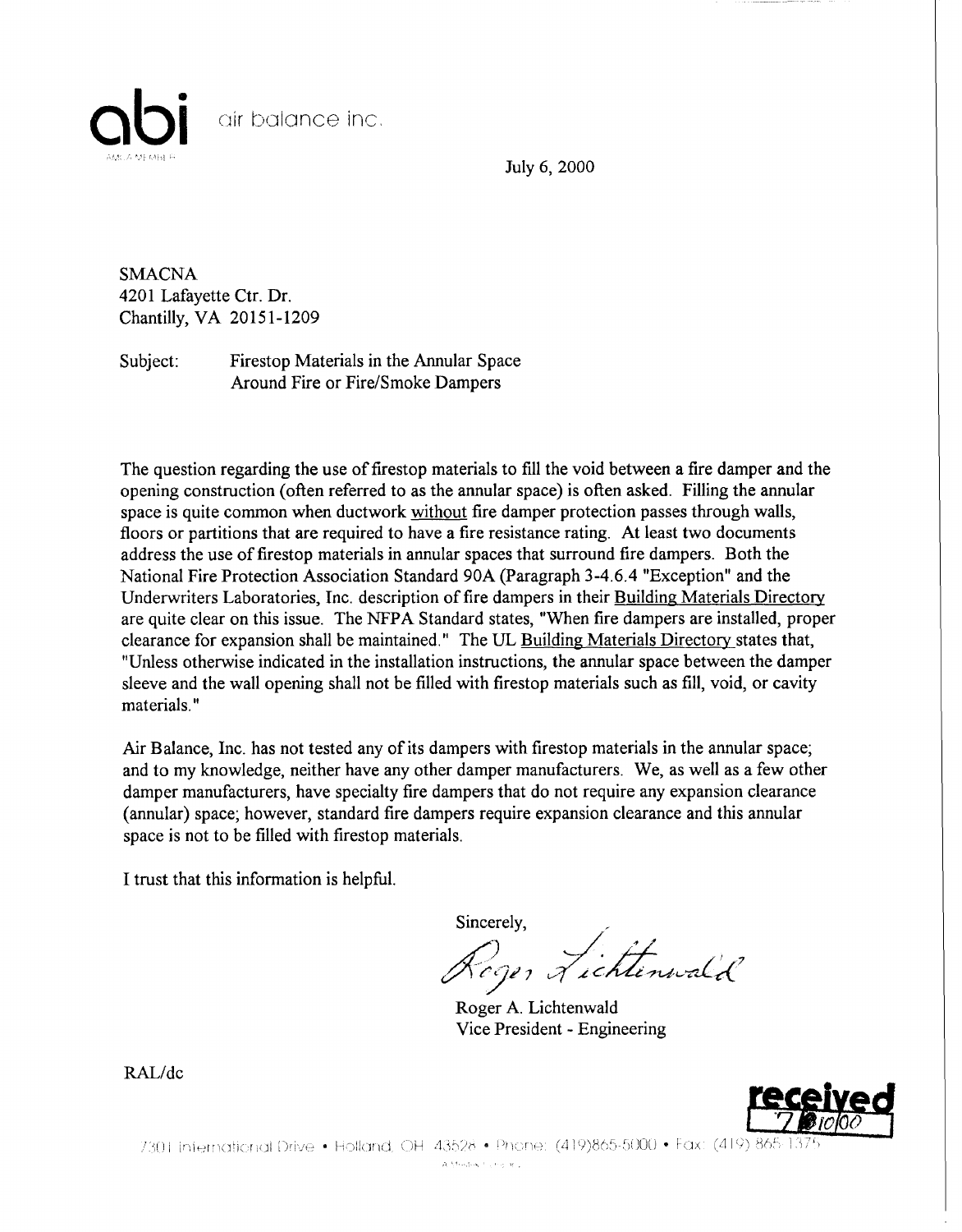**abi** air balance inc.

AMCA MEMBER

July 6, 2000

SMACNA
4201 Lafayette Ctr. Dr.
Chantilly, VA 20151-1209

Subject: Firestop Materials in the Annular Space Around Fire or Fire/Smoke Dampers

The question regarding the use of firestop materials to fill the void between a fire damper and the opening construction (often referred to as the annular space) is often asked. Filling the annular space is quite common when ductwork without fire damper protection passes through walls, floors or partitions that are required to have a fire resistance rating. At least two documents address the use of firestop materials in annular spaces that surround fire dampers. Both the National Fire Protection Association Standard 90A (Paragraph 3-4.6.4 "Exception" and the Underwriters Laboratories, Inc. description of fire dampers in their Building Materials Directory are quite clear on this issue. The NFPA Standard states, "When fire dampers are installed, proper clearance for expansion shall be maintained." The UL Building Materials Directory states that, "Unless otherwise indicated in the installation instructions, the annular space between the damper sleeve and the wall opening shall not be filled with firestop materials such as fill, void, or cavity materials."

Air Balance, Inc. has not tested any of its dampers with firestop materials in the annular space; and to my knowledge, neither have any other damper manufacturers. We, as well as a few other damper manufacturers, have specialty fire dampers that do not require any expansion clearance (annular) space; however, standard fire dampers require expansion clearance and this annular space is not to be filled with firestop materials.

I trust that this information is helpful.

Sincerely,

Roger Lichtenwald

Roger A. Lichtenwald
Vice President - Engineering

RAL/dc

received 7/10/00

7301 International Drive • Holland, OH 43528 • Phone: (419)865-5000 • Fax: (419) 865-1375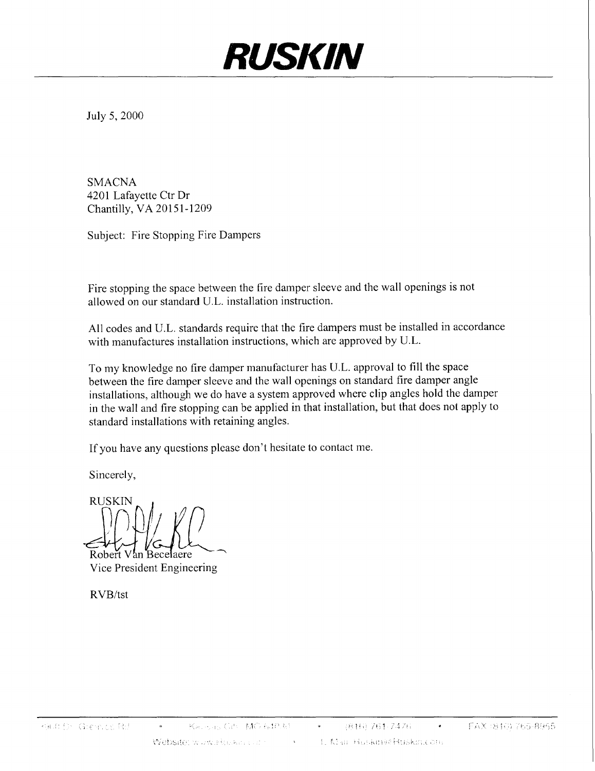# RUSKIN

July 5, 2000

SMACNA
4201 Lafayette Ctr Dr
Chantilly, VA 20151-1209

Subject: Fire Stopping Fire Dampers

Fire stopping the space between the fire damper sleeve and the wall openings is not allowed on our standard U.L. installation instruction.

All codes and U.L. standards require that the fire dampers must be installed in accordance with manufactures installation instructions, which are approved by U.L.

To my knowledge no fire damper manufacturer has U.L. approval to fill the space between the fire damper sleeve and the wall openings on standard fire damper angle installations, although we do have a system approved where clip angles hold the damper in the wall and fire stopping can be applied in that installation, but that does not apply to standard installations with retaining angles.

If you have any questions please don't hesitate to contact me.

Sincerely,

RUSKIN

Robert Van Becelaere
Vice President Engineering

RVB/tst

900 Dr. Greaves Rd • Kansas City, MO 64030 • (816) 761-7476 • FAX (816) 765-8955
Website: www.Ruskin.com • E-Mail: Ruskin@Ruskin.com